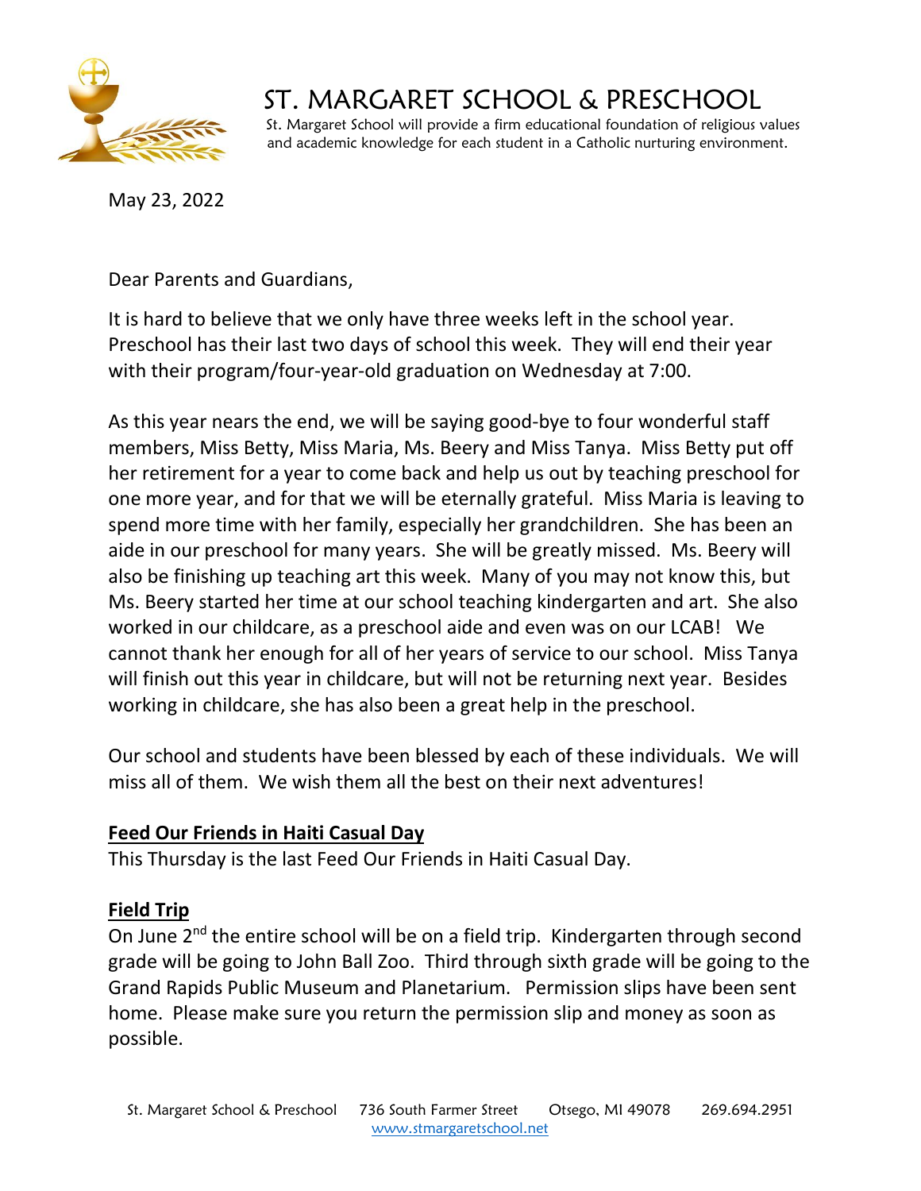# ST. MARGARET SCHOOL & PRESCHOOL

St. Margaret School will provide a firm educational foundation of religious values and academic knowledge for each student in a Catholic nurturing environment.

May 23, 2022

Dear Parents and Guardians,

It is hard to believe that we only have three weeks left in the school year. Preschool has their last two days of school this week. They will end their year with their program/four-year-old graduation on Wednesday at 7:00.

As this year nears the end, we will be saying good-bye to four wonderful staff members, Miss Betty, Miss Maria, Ms. Beery and Miss Tanya. Miss Betty put off her retirement for a year to come back and help us out by teaching preschool for one more year, and for that we will be eternally grateful. Miss Maria is leaving to spend more time with her family, especially her grandchildren. She has been an aide in our preschool for many years. She will be greatly missed. Ms. Beery will also be finishing up teaching art this week. Many of you may not know this, but Ms. Beery started her time at our school teaching kindergarten and art. She also worked in our childcare, as a preschool aide and even was on our LCAB! We cannot thank her enough for all of her years of service to our school. Miss Tanya will finish out this year in childcare, but will not be returning next year. Besides working in childcare, she has also been a great help in the preschool.

Our school and students have been blessed by each of these individuals. We will miss all of them. We wish them all the best on their next adventures!

**Feed Our Friends in Haiti Casual Day**

This Thursday is the last Feed Our Friends in Haiti Casual Day.

**Field Trip**

On June 2nd the entire school will be on a field trip. Kindergarten through second grade will be going to John Ball Zoo. Third through sixth grade will be going to the Grand Rapids Public Museum and Planetarium. Permission slips have been sent home. Please make sure you return the permission slip and money as soon as possible.

St. Margaret School & Preschool 736 South Farmer Street Otsego, MI 49078 269.694.2951
www.stmargaretschool.net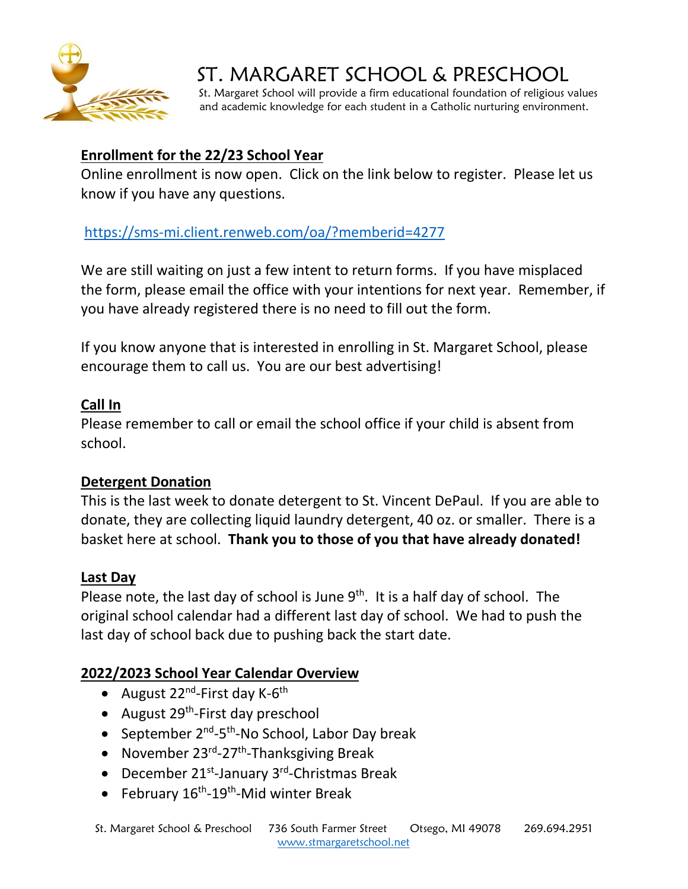# ST. MARGARET SCHOOL & PRESCHOOL

St. Margaret School will provide a firm educational foundation of religious values and academic knowledge for each student in a Catholic nurturing environment.

## Enrollment for the 22/23 School Year

Online enrollment is now open. Click on the link below to register. Please let us know if you have any questions.

https://sms-mi.client.renweb.com/oa/?memberid=4277

We are still waiting on just a few intent to return forms. If you have misplaced the form, please email the office with your intentions for next year. Remember, if you have already registered there is no need to fill out the form.

If you know anyone that is interested in enrolling in St. Margaret School, please encourage them to call us. You are our best advertising!

## Call In

Please remember to call or email the school office if your child is absent from school.

## Detergent Donation

This is the last week to donate detergent to St. Vincent DePaul. If you are able to donate, they are collecting liquid laundry detergent, 40 oz. or smaller. There is a basket here at school. **Thank you to those of you that have already donated!**

## Last Day

Please note, the last day of school is June 9th. It is a half day of school. The original school calendar had a different last day of school. We had to push the last day of school back due to pushing back the start date.

## 2022/2023 School Year Calendar Overview

- August 22nd-First day K-6th
- August 29th-First day preschool
- September 2nd-5th-No School, Labor Day break
- November 23rd-27th-Thanksgiving Break
- December 21st-January 3rd-Christmas Break
- February 16th-19th-Mid winter Break

St. Margaret School & Preschool 736 South Farmer Street Otsego, MI 49078 269.694.2951
www.stmargaretschool.net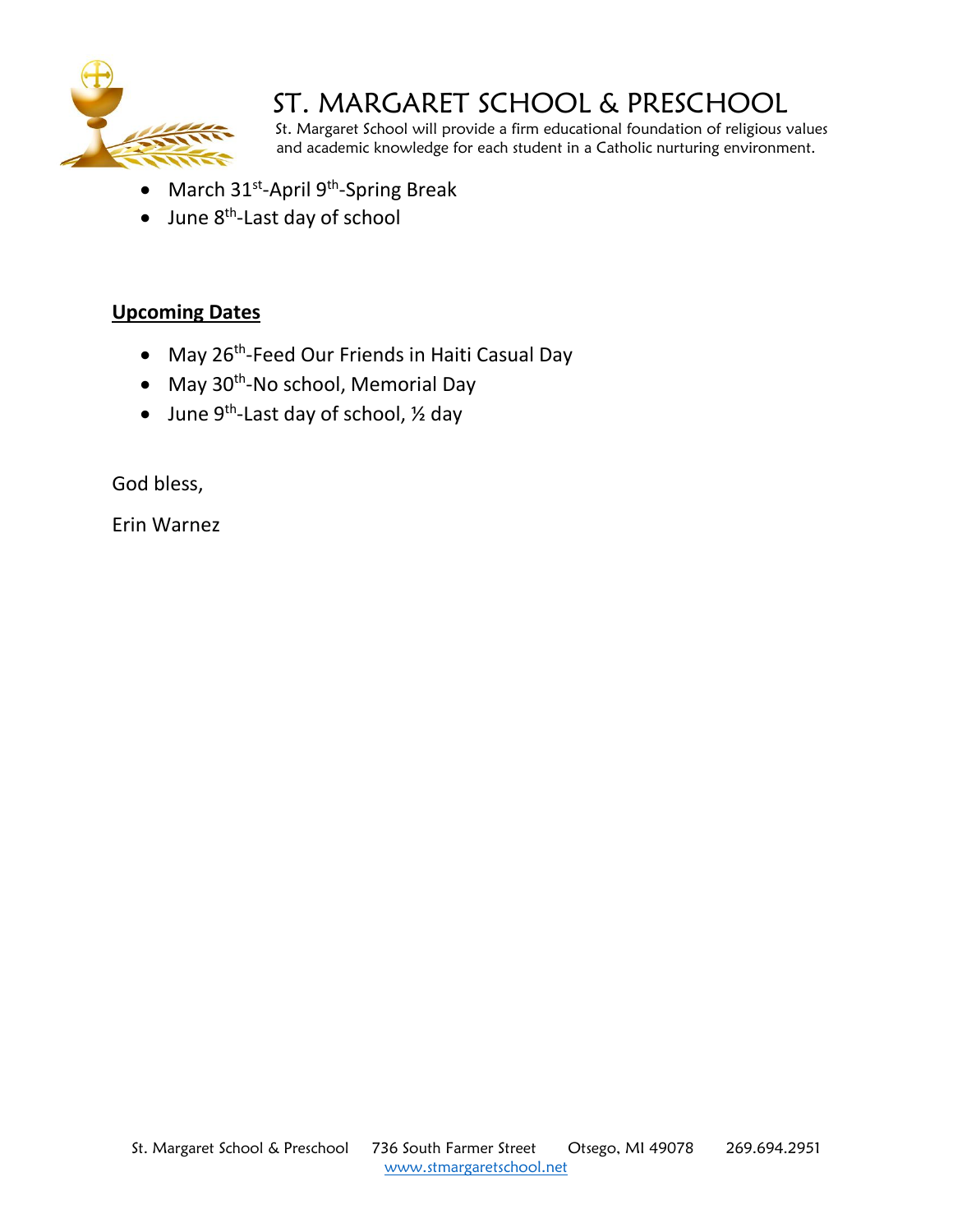# ST. MARGARET SCHOOL & PRESCHOOL

St. Margaret School will provide a firm educational foundation of religious values and academic knowledge for each student in a Catholic nurturing environment.

- March 31st-April 9th-Spring Break
- June 8th-Last day of school

**Upcoming Dates**

- May 26th-Feed Our Friends in Haiti Casual Day
- May 30th-No school, Memorial Day
- June 9th-Last day of school, ½ day

God bless,

Erin Warnez

St. Margaret School & Preschool 736 South Farmer Street Otsego, MI 49078 269.694.2951
www.stmargaretschool.net